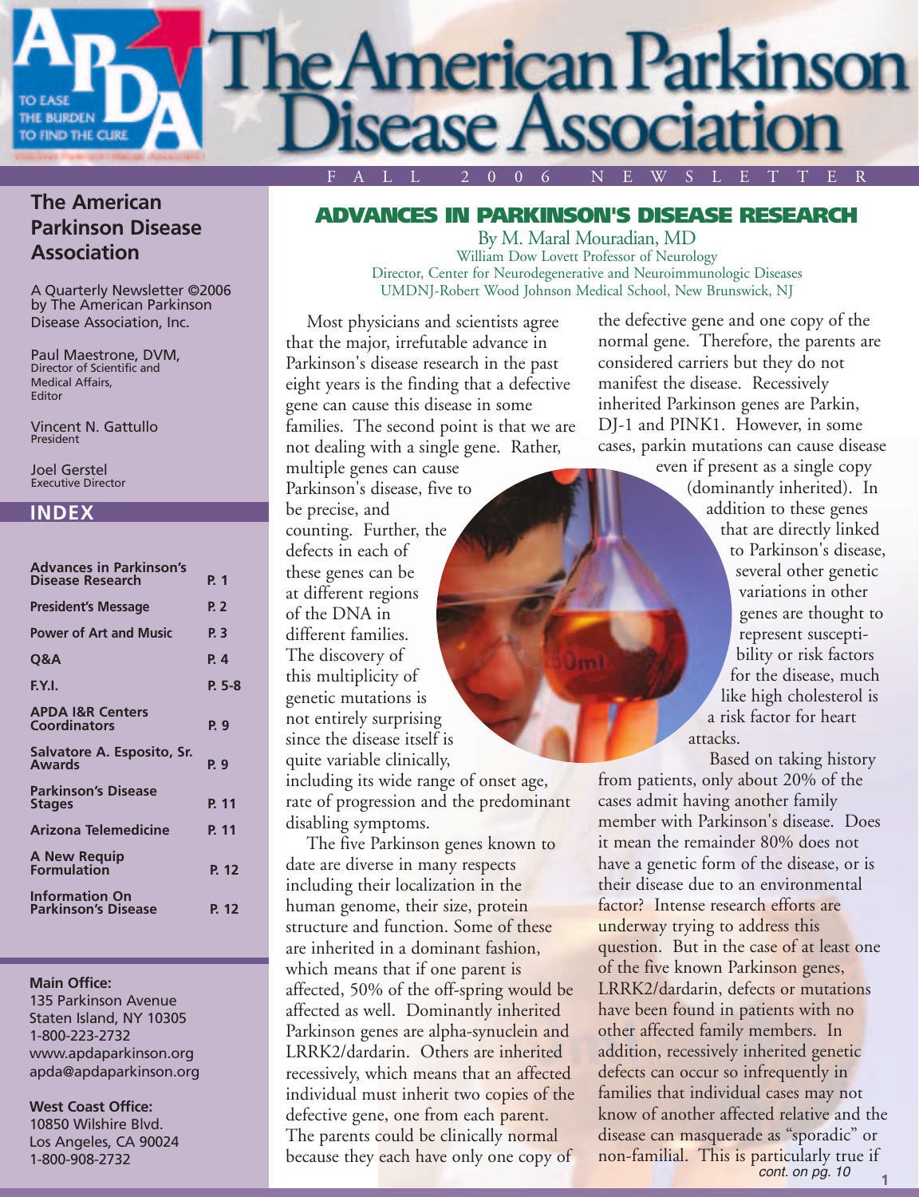# The American Parkinson Disease Association

FALL 2006 NEWSLETTER

## The American Parkinson Disease Association

A Quarterly Newsletter ©2006 by The American Parkinson Disease Association, Inc.

Paul Maestrone, DVM,
Director of Scientific and Medical Affairs,
Editor

Vincent N. Gattullo
President

Joel Gerstel
Executive Director

### INDEX

| | |
|---|---|
| Advances in Parkinson's Disease Research | P. 1 |
| President's Message | P. 2 |
| Power of Art and Music | P. 3 |
| Q&A | P. 4 |
| F.Y.I. | P. 5-8 |
| APDA I&R Centers Coordinators | P. 9 |
| Salvatore A. Esposito, Sr. Awards | P. 9 |
| Parkinson's Disease Stages | P. 11 |
| Arizona Telemedicine | P. 11 |
| A New Requip Formulation | P. 12 |
| Information On Parkinson's Disease | P. 12 |

**Main Office:**
135 Parkinson Avenue
Staten Island, NY 10305
1-800-223-2732
www.apdaparkinson.org
apda@apdaparkinson.org

**West Coast Office:**
10850 Wilshire Blvd.
Los Angeles, CA 90024
1-800-908-2732

## ADVANCES IN PARKINSON'S DISEASE RESEARCH

By M. Maral Mouradian, MD
William Dow Lovett Professor of Neurology
Director, Center for Neurodegenerative and Neuroimmunologic Diseases
UMDNJ-Robert Wood Johnson Medical School, New Brunswick, NJ

Most physicians and scientists agree that the major, irrefutable advance in Parkinson's disease research in the past eight years is the finding that a defective gene can cause this disease in some families. The second point is that we are not dealing with a single gene. Rather, multiple genes can cause Parkinson's disease, five to be precise, and counting. Further, the defects in each of these genes can be at different regions of the DNA in different families. The discovery of this multiplicity of genetic mutations is not entirely surprising since the disease itself is quite variable clinically, including its wide range of onset age, rate of progression and the predominant disabling symptoms.

The five Parkinson genes known to date are diverse in many respects including their localization in the human genome, their size, protein structure and function. Some of these are inherited in a dominant fashion, which means that if one parent is affected, 50% of the off-spring would be affected as well. Dominantly inherited Parkinson genes are alpha-synuclein and LRRK2/dardarin. Others are inherited recessively, which means that an affected individual must inherit two copies of the defective gene, one from each parent. The parents could be clinically normal because they each have only one copy of the defective gene and one copy of the normal gene. Therefore, the parents are considered carriers but they do not manifest the disease. Recessively inherited Parkinson genes are Parkin, DJ-1 and PINK1. However, in some cases, parkin mutations can cause disease even if present as a single copy (dominantly inherited). In addition to these genes that are directly linked to Parkinson's disease, several other genetic variations in other genes are thought to represent susceptibility or risk factors for the disease, much like high cholesterol is a risk factor for heart attacks.

Based on taking history from patients, only about 20% of the cases admit having another family member with Parkinson's disease. Does it mean the remainder 80% does not have a genetic form of the disease, or is their disease due to an environmental factor? Intense research efforts are underway trying to address this question. But in the case of at least one of the five known Parkinson genes, LRRK2/dardarin, defects or mutations have been found in patients with no other affected family members. In addition, recessively inherited genetic defects can occur so infrequently in families that individual cases may not know of another affected relative and the disease can masquerade as "sporadic" or non-familial. This is particularly true if

*cont. on pg. 10*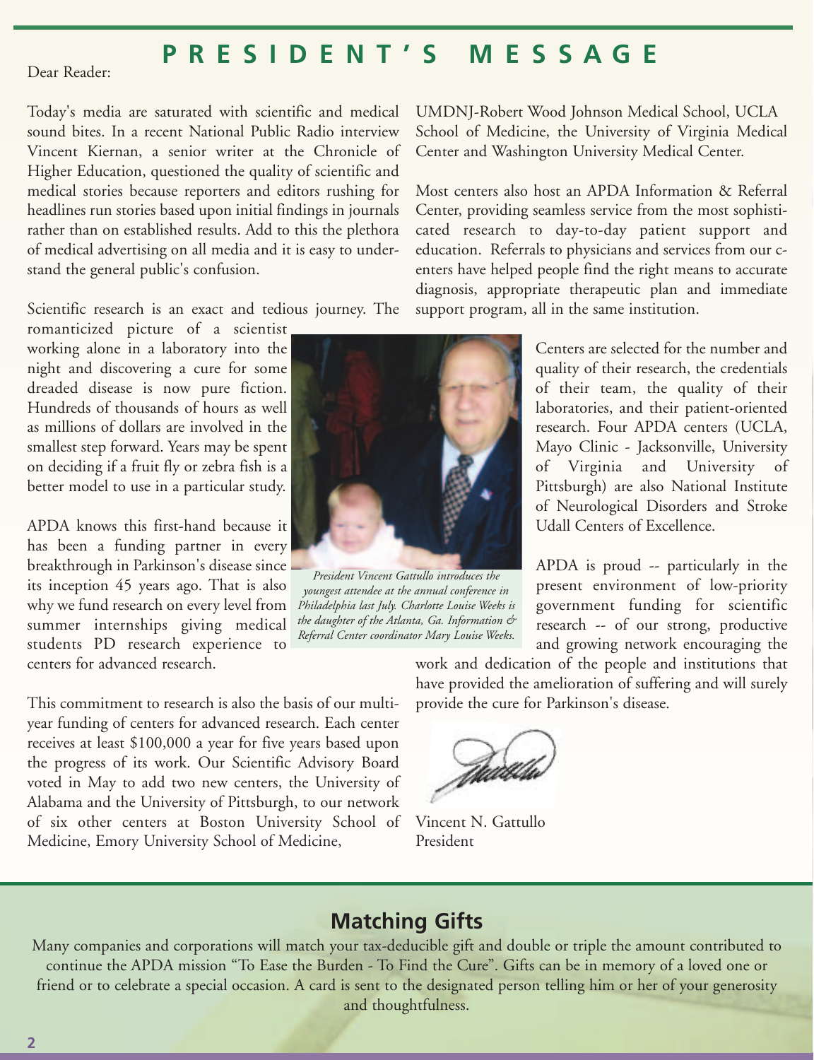# PRESIDENT'S MESSAGE

Dear Reader:

Today's media are saturated with scientific and medical sound bites. In a recent National Public Radio interview Vincent Kiernan, a senior writer at the Chronicle of Higher Education, questioned the quality of scientific and medical stories because reporters and editors rushing for headlines run stories based upon initial findings in journals rather than on established results. Add to this the plethora of medical advertising on all media and it is easy to understand the general public's confusion.

Scientific research is an exact and tedious journey. The romanticized picture of a scientist working alone in a laboratory into the night and discovering a cure for some dreaded disease is now pure fiction. Hundreds of thousands of hours as well as millions of dollars are involved in the smallest step forward. Years may be spent on deciding if a fruit fly or zebra fish is a better model to use in a particular study.

APDA knows this first-hand because it has been a funding partner in every breakthrough in Parkinson's disease since its inception 45 years ago. That is also why we fund research on every level from summer internships giving medical students PD research experience to centers for advanced research.

*President Vincent Gattullo introduces the youngest attendee at the annual conference in Philadelphia last July. Charlotte Louise Weeks is the daughter of the Atlanta, Ga. Information & Referral Center coordinator Mary Louise Weeks.*

This commitment to research is also the basis of our multi-year funding of centers for advanced research. Each center receives at least $100,000 a year for five years based upon the progress of its work. Our Scientific Advisory Board voted in May to add two new centers, the University of Alabama and the University of Pittsburgh, to our network of six other centers at Boston University School of Medicine, Emory University School of Medicine, UMDNJ-Robert Wood Johnson Medical School, UCLA School of Medicine, the University of Virginia Medical Center and Washington University Medical Center.

Most centers also host an APDA Information & Referral Center, providing seamless service from the most sophisticated research to day-to-day patient support and education. Referrals to physicians and services from our centers have helped people find the right means to accurate diagnosis, appropriate therapeutic plan and immediate support program, all in the same institution.

Centers are selected for the number and quality of their research, the credentials of their team, the quality of their laboratories, and their patient-oriented research. Four APDA centers (UCLA, Mayo Clinic - Jacksonville, University of Virginia and University of Pittsburgh) are also National Institute of Neurological Disorders and Stroke Udall Centers of Excellence.

APDA is proud -- particularly in the present environment of low-priority government funding for scientific research -- of our strong, productive and growing network encouraging the work and dedication of the people and institutions that have provided the amelioration of suffering and will surely provide the cure for Parkinson's disease.

Vincent N. Gattullo
President

## Matching Gifts

Many companies and corporations will match your tax-deducible gift and double or triple the amount contributed to continue the APDA mission "To Ease the Burden - To Find the Cure". Gifts can be in memory of a loved one or friend or to celebrate a special occasion. A card is sent to the designated person telling him or her of your generosity and thoughtfulness.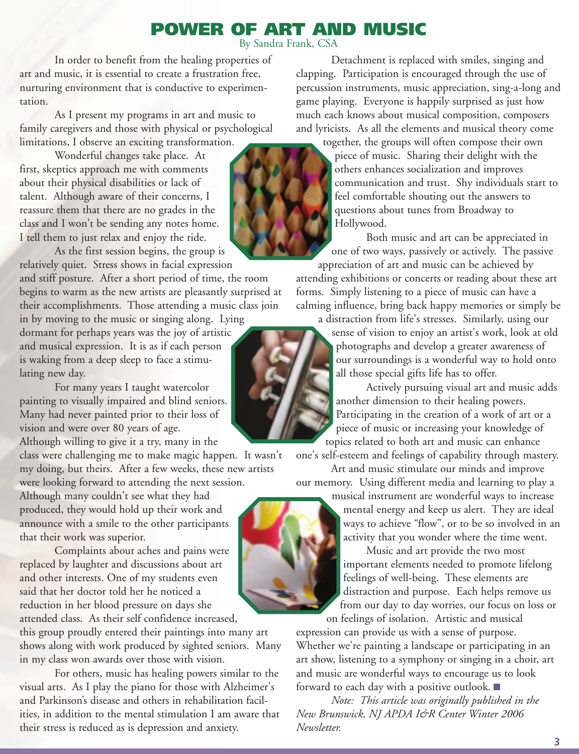# POWER OF ART AND MUSIC

By Sandra Frank, CSA

In order to benefit from the healing properties of art and music, it is essential to create a frustration free, nurturing environment that is conductive to experimentation.

As I present my programs in art and music to family caregivers and those with physical or psychological limitations, I observe an exciting transformation.

Wonderful changes take place. At first, skeptics approach me with comments about their physical disabilities or lack of talent. Although aware of their concerns, I reassure them that there are no grades in the class and I won't be sending any notes home. I tell them to just relax and enjoy the ride.

As the first session begins, the group is relatively quiet. Stress shows in facial expression and stiff posture. After a short period of time, the room begins to warm as the new artists are pleasantly surprised at their accomplishments. Those attending a music class join in by moving to the music or singing along. Lying dormant for perhaps years was the joy of artistic and musical expression. It is as if each person is waking from a deep sleep to face a stimulating new day.

For many years I taught watercolor painting to visually impaired and blind seniors. Many had never painted prior to their loss of vision and were over 80 years of age. Although willing to give it a try, many in the class were challenging me to make magic happen. It wasn't my doing, but theirs. After a few weeks, these new artists were looking forward to attending the next session. Although many couldn't see what they had produced, they would hold up their work and announce with a smile to the other participants that their work was superior.

Complaints about aches and pains were replaced by laughter and discussions about art and other interests. One of my students even said that her doctor told her he noticed a reduction in her blood pressure on days she attended class. As their self confidence increased, this group proudly entered their paintings into many art shows along with work produced by sighted seniors. Many in my class won awards over those with vision.

For others, music has healing powers similar to the visual arts. As I play the piano for those with Alzheimer's and Parkinson's disease and others in rehabilitation facilities, in addition to the mental stimulation I am aware that their stress is reduced as is depression and anxiety.

Detachment is replaced with smiles, singing and clapping. Participation is encouraged through the use of percussion instruments, music appreciation, sing-a-long and game playing. Everyone is happily surprised as just how much each knows about musical composition, composers and lyricists. As all the elements and musical theory come together, the groups will often compose their own piece of music. Sharing their delight with the others enhances socialization and improves communication and trust. Shy individuals start to feel comfortable shouting out the answers to questions about tunes from Broadway to Hollywood.

Both music and art can be appreciated in one of two ways, passively or actively. The passive appreciation of art and music can be achieved by attending exhibitions or concerts or reading about these art forms. Simply listening to a piece of music can have a calming influence, bring back happy memories or simply be a distraction from life's stresses. Similarly, using our sense of vision to enjoy an artist's work, look at old photographs and develop a greater awareness of our surroundings is a wonderful way to hold onto all those special gifts life has to offer.

Actively pursuing visual art and music adds another dimension to their healing powers. Participating in the creation of a work of art or a piece of music or increasing your knowledge of topics related to both art and music can enhance one's self-esteem and feelings of capability through mastery.

Art and music stimulate our minds and improve our memory. Using different media and learning to play a musical instrument are wonderful ways to increase mental energy and keep us alert. They are ideal ways to achieve "flow", or to be so involved in an activity that you wonder where the time went.

Music and art provide the two most important elements needed to promote lifelong feelings of well-being. These elements are distraction and purpose. Each helps remove us from our day to day worries, our focus on loss or on feelings of isolation. Artistic and musical expression can provide us with a sense of purpose. Whether we're painting a landscape or participating in an art show, listening to a symphony or singing in a choir, art and music are wonderful ways to encourage us to look forward to each day with a positive outlook. ■

*Note: This article was originally published in the New Brunswick, NJ APDA I&R Center Winter 2006 Newsletter.*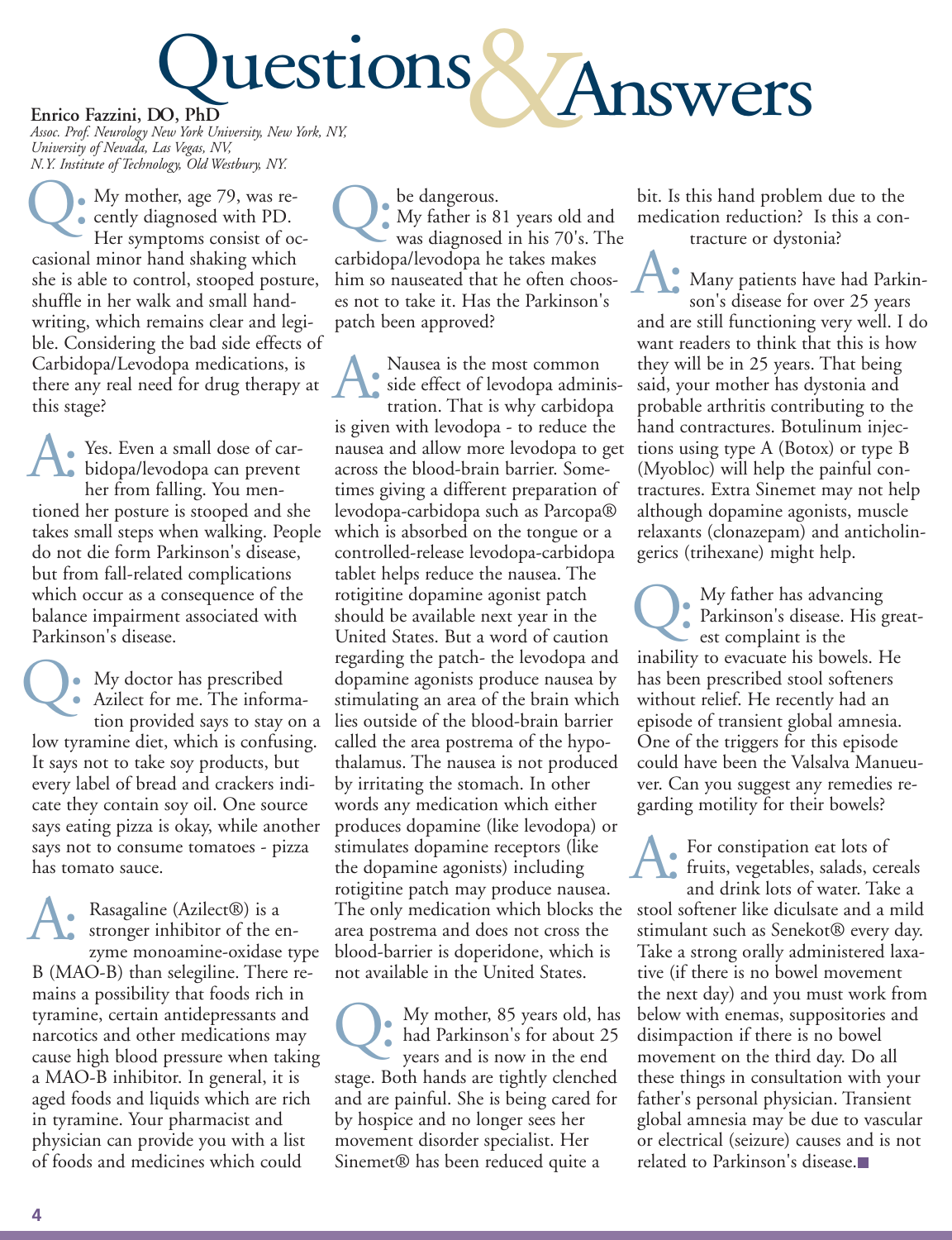# Questions & Answers

**Enrico Fazzini, DO, PhD**
*Assoc. Prof. Neurology New York University, New York, NY, University of Nevada, Las Vegas, NV, N.Y. Institute of Technology, Old Westbury, NY.*

**Q:** My mother, age 79, was recently diagnosed with PD. Her symptoms consist of occasional minor hand shaking which she is able to control, stooped posture, shuffle in her walk and small handwriting, which remains clear and legible. Considering the bad side effects of Carbidopa/Levodopa medications, is there any real need for drug therapy at this stage?

**A:** Yes. Even a small dose of carbidopa/levodopa can prevent her from falling. You mentioned her posture is stooped and she takes small steps when walking. People do not die form Parkinson's disease, but from fall-related complications which occur as a consequence of the balance impairment associated with Parkinson's disease.

**Q:** My doctor has prescribed Azilect for me. The information provided says to stay on a low tyramine diet, which is confusing. It says not to take soy products, but every label of bread and crackers indicate they contain soy oil. One source says eating pizza is okay, while another says not to consume tomatoes - pizza has tomato sauce.

**A:** Rasagaline (Azilect®) is a stronger inhibitor of the enzyme monoamine-oxidase type B (MAO-B) than selegiline. There remains a possibility that foods rich in tyramine, certain antidepressants and narcotics and other medications may cause high blood pressure when taking a MAO-B inhibitor. In general, it is aged foods and liquids which are rich in tyramine. Your pharmacist and physician can provide you with a list of foods and medicines which could be dangerous.

**Q:** My father is 81 years old and was diagnosed in his 70's. The carbidopa/levodopa he takes makes him so nauseated that he often chooses not to take it. Has the Parkinson's patch been approved?

**A:** Nausea is the most common side effect of levodopa administration. That is why carbidopa is given with levodopa - to reduce the nausea and allow more levodopa to get across the blood-brain barrier. Sometimes giving a different preparation of levodopa-carbidopa such as Parcopa® which is absorbed on the tongue or a controlled-release levodopa-carbidopa tablet helps reduce the nausea. The rotigitine dopamine agonist patch should be available next year in the United States. But a word of caution regarding the patch- the levodopa and dopamine agonists produce nausea by stimulating an area of the brain which lies outside of the blood-brain barrier called the area postrema of the hypothalamus. The nausea is not produced by irritating the stomach. In other words any medication which either produces dopamine (like levodopa) or stimulates dopamine receptors (like the dopamine agonists) including rotigitine patch may produce nausea. The only medication which blocks the area postrema and does not cross the blood-barrier is doperidone, which is not available in the United States.

**Q:** My mother, 85 years old, has had Parkinson's for about 25 years and is now in the end stage. Both hands are tightly clenched and are painful. She is being cared for by hospice and no longer sees her movement disorder specialist. Her Sinemet® has been reduced quite a bit. Is this hand problem due to the medication reduction? Is this a contracture or dystonia?

**A:** Many patients have had Parkinson's disease for over 25 years and are still functioning very well. I do want readers to think that this is how they will be in 25 years. That being said, your mother has dystonia and probable arthritis contributing to the hand contractures. Botulinum injections using type A (Botox) or type B (Myobloc) will help the painful contractures. Extra Sinemet may not help although dopamine agonists, muscle relaxants (clonazepam) and anticholingerics (trihexane) might help.

**Q:** My father has advancing Parkinson's disease. His greatest complaint is the inability to evacuate his bowels. He has been prescribed stool softeners without relief. He recently had an episode of transient global amnesia. One of the triggers for this episode could have been the Valsalva Manueuver. Can you suggest any remedies regarding motility for their bowels?

**A:** For constipation eat lots of fruits, vegetables, salads, cereals and drink lots of water. Take a stool softener like diculsate and a mild stimulant such as Senekot® every day. Take a strong orally administered laxative (if there is no bowel movement the next day) and you must work from below with enemas, suppositories and disimpaction if there is no bowel movement on the third day. Do all these things in consultation with your father's personal physician. Transient global amnesia may be due to vascular or electrical (seizure) causes and is not related to Parkinson's disease.■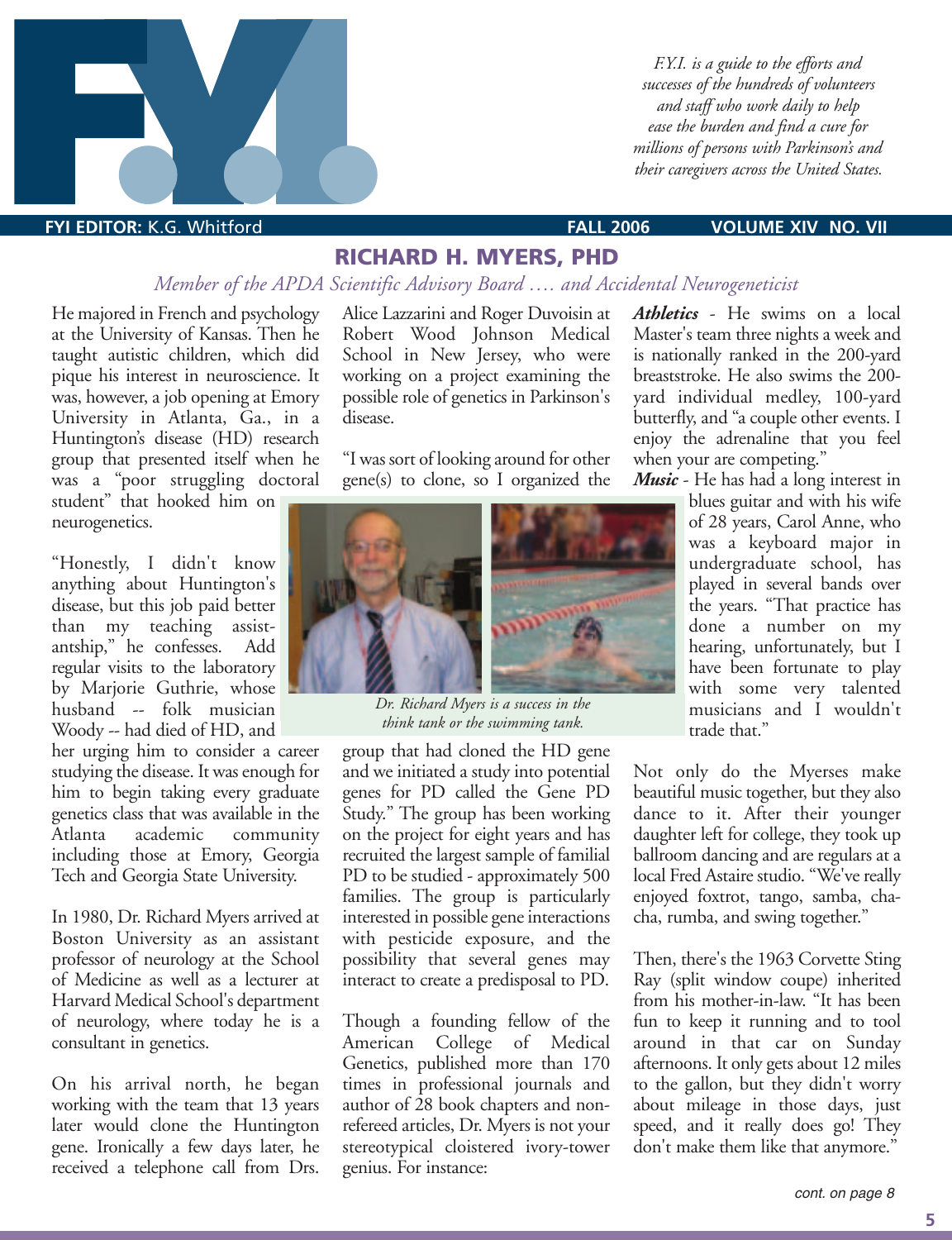F.Y.I. is a guide to the efforts and successes of the hundreds of volunteers and staff who work daily to help ease the burden and find a cure for millions of persons with Parkinson's and their caregivers across the United States.

**FYI EDITOR:** K.G. Whitford **FALL 2006** **VOLUME XIV NO. VII**

# RICHARD H. MYERS, PHD

*Member of the APDA Scientific Advisory Board …. and Accidental Neurogeneticist*

He majored in French and psychology at the University of Kansas. Then he taught autistic children, which did pique his interest in neuroscience. It was, however, a job opening at Emory University in Atlanta, Ga., in a Huntington's disease (HD) research group that presented itself when he was a "poor struggling doctoral student" that hooked him on neurogenetics.

"Honestly, I didn't know anything about Huntington's disease, but this job paid better than my teaching assistantship," he confesses. Add regular visits to the laboratory by Marjorie Guthrie, whose husband -- folk musician Woody -- had died of HD, and her urging him to consider a career studying the disease. It was enough for him to begin taking every graduate genetics class that was available in the Atlanta academic community including those at Emory, Georgia Tech and Georgia State University.

In 1980, Dr. Richard Myers arrived at Boston University as an assistant professor of neurology at the School of Medicine as well as a lecturer at Harvard Medical School's department of neurology, where today he is a consultant in genetics.

On his arrival north, he began working with the team that 13 years later would clone the Huntington gene. Ironically a few days later, he received a telephone call from Drs. Alice Lazzarini and Roger Duvoisin at Robert Wood Johnson Medical School in New Jersey, who were working on a project examining the possible role of genetics in Parkinson's disease.

"I was sort of looking around for other gene(s) to clone, so I organized the group that had cloned the HD gene and we initiated a study into potential genes for PD called the Gene PD Study." The group has been working on the project for eight years and has recruited the largest sample of familial PD to be studied - approximately 500 families. The group is particularly interested in possible gene interactions with pesticide exposure, and the possibility that several genes may interact to create a predisposal to PD.

*Dr. Richard Myers is a success in the think tank or the swimming tank.*

Though a founding fellow of the American College of Medical Genetics, published more than 170 times in professional journals and author of 28 book chapters and non-refereed articles, Dr. Myers is not your stereotypical cloistered ivory-tower genius. For instance:

***Athletics*** - He swims on a local Master's team three nights a week and is nationally ranked in the 200-yard breaststroke. He also swims the 200-yard individual medley, 100-yard butterfly, and "a couple other events. I enjoy the adrenaline that you feel when your are competing."

***Music*** - He has had a long interest in blues guitar and with his wife of 28 years, Carol Anne, who was a keyboard major in undergraduate school, has played in several bands over the years. "That practice has done a number on my hearing, unfortunately, but I have been fortunate to play with some very talented musicians and I wouldn't trade that."

Not only do the Myerses make beautiful music together, but they also dance to it. After their younger daughter left for college, they took up ballroom dancing and are regulars at a local Fred Astaire studio. "We've really enjoyed foxtrot, tango, samba, cha-cha, rumba, and swing together."

Then, there's the 1963 Corvette Sting Ray (split window coupe) inherited from his mother-in-law. "It has been fun to keep it running and to tool around in that car on Sunday afternoons. It only gets about 12 miles to the gallon, but they didn't worry about mileage in those days, just speed, and it really does go! They don't make them like that anymore."

*cont. on page 8*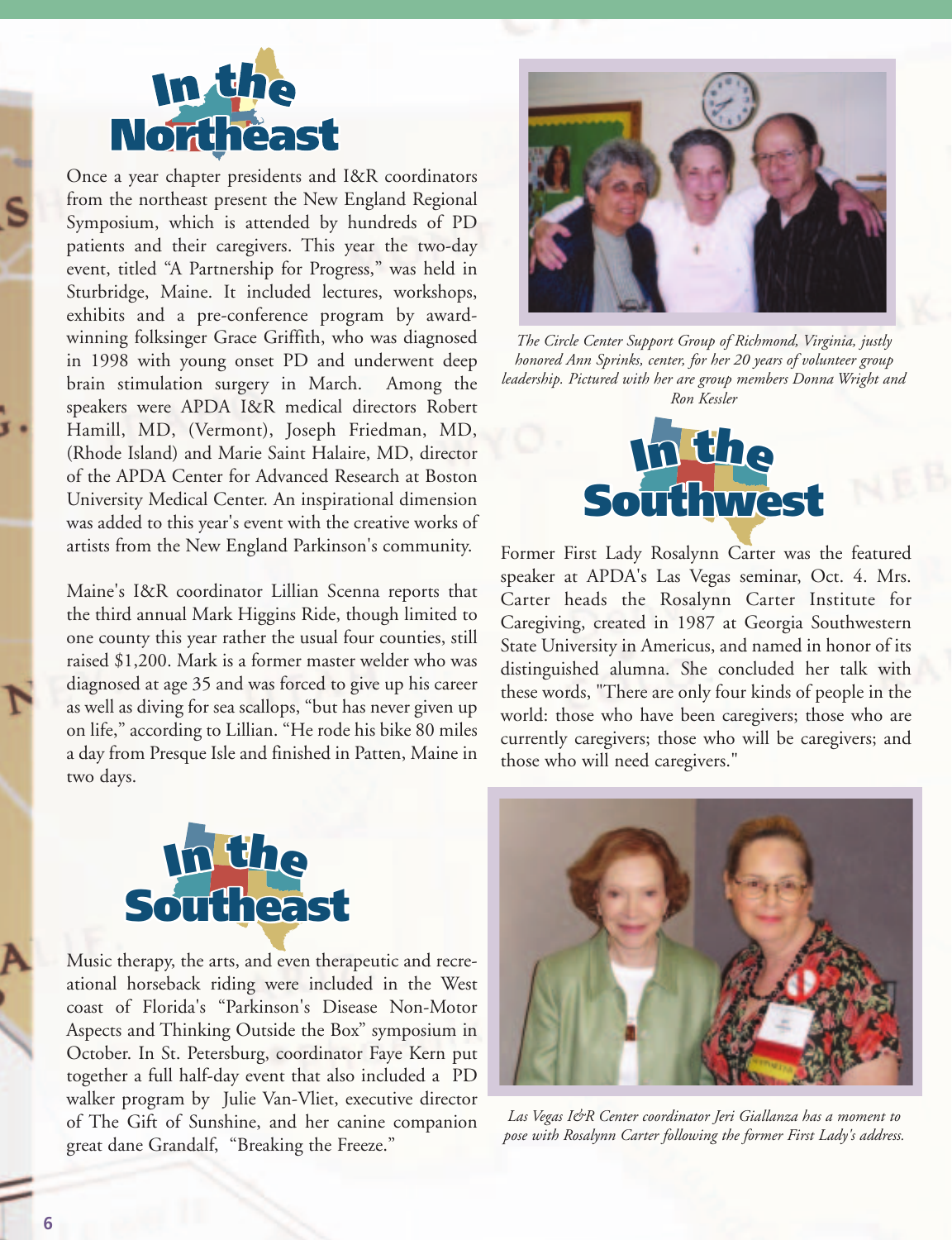## In the Northeast

Once a year chapter presidents and I&R coordinators from the northeast present the New England Regional Symposium, which is attended by hundreds of PD patients and their caregivers. This year the two-day event, titled "A Partnership for Progress," was held in Sturbridge, Maine. It included lectures, workshops, exhibits and a pre-conference program by award-winning folksinger Grace Griffith, who was diagnosed in 1998 with young onset PD and underwent deep brain stimulation surgery in March. Among the speakers were APDA I&R medical directors Robert Hamill, MD, (Vermont), Joseph Friedman, MD, (Rhode Island) and Marie Saint Halaire, MD, director of the APDA Center for Advanced Research at Boston University Medical Center. An inspirational dimension was added to this year's event with the creative works of artists from the New England Parkinson's community.

Maine's I&R coordinator Lillian Scenna reports that the third annual Mark Higgins Ride, though limited to one county this year rather the usual four counties, still raised $1,200. Mark is a former master welder who was diagnosed at age 35 and was forced to give up his career as well as diving for sea scallops, "but has never given up on life," according to Lillian. "He rode his bike 80 miles a day from Presque Isle and finished in Patten, Maine in two days.

## In the Southeast

Music therapy, the arts, and even therapeutic and recreational horseback riding were included in the West coast of Florida's "Parkinson's Disease Non-Motor Aspects and Thinking Outside the Box" symposium in October. In St. Petersburg, coordinator Faye Kern put together a full half-day event that also included a PD walker program by Julie Van-Vliet, executive director of The Gift of Sunshine, and her canine companion great dane Grandalf, "Breaking the Freeze."

*The Circle Center Support Group of Richmond, Virginia, justly honored Ann Sprinks, center, for her 20 years of volunteer group leadership. Pictured with her are group members Donna Wright and Ron Kessler*

## In the Southwest

Former First Lady Rosalynn Carter was the featured speaker at APDA's Las Vegas seminar, Oct. 4. Mrs. Carter heads the Rosalynn Carter Institute for Caregiving, created in 1987 at Georgia Southwestern State University in Americus, and named in honor of its distinguished alumna. She concluded her talk with these words, "There are only four kinds of people in the world: those who have been caregivers; those who are currently caregivers; those who will be caregivers; and those who will need caregivers."

*Las Vegas I&R Center coordinator Jeri Giallanza has a moment to pose with Rosalynn Carter following the former First Lady's address.*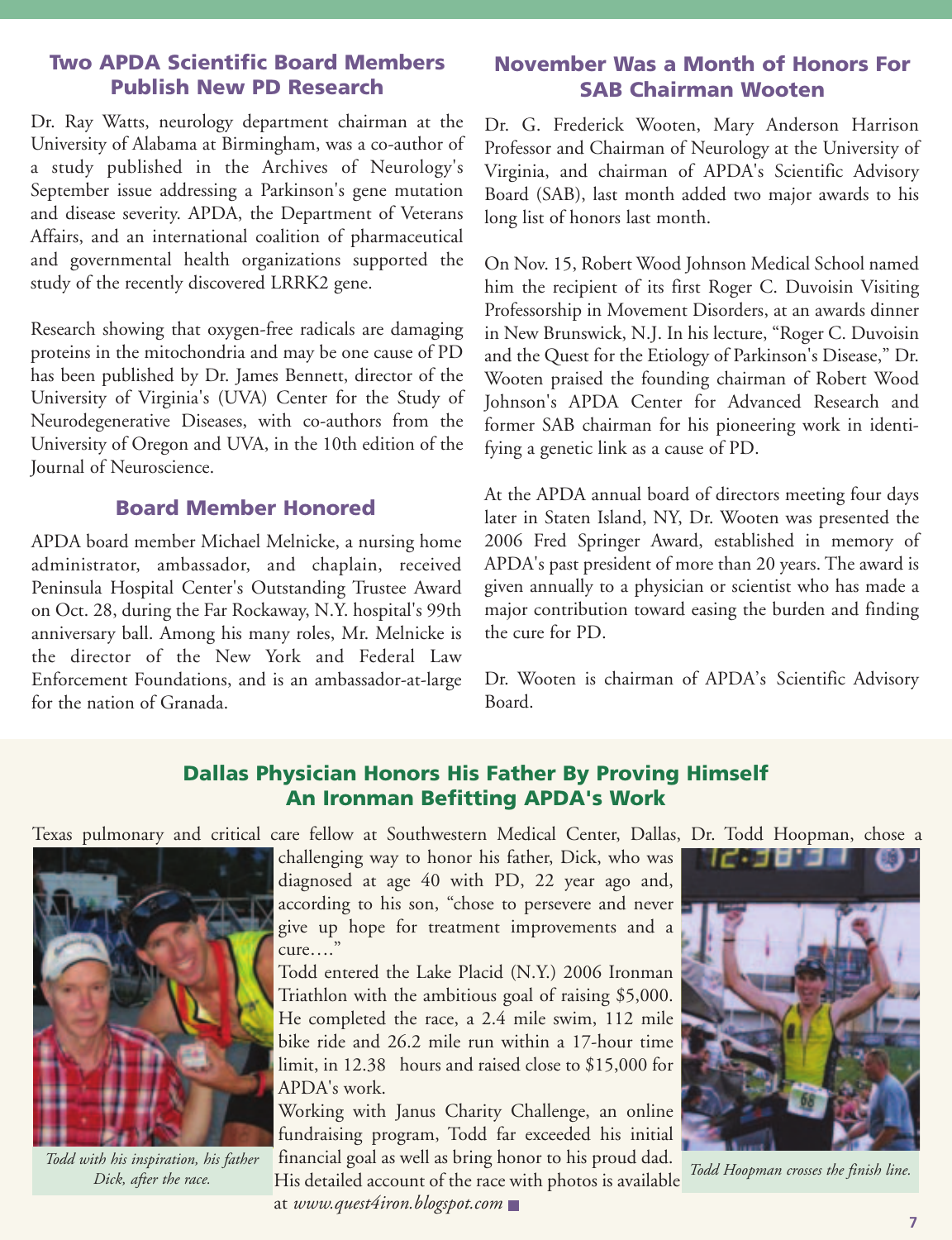## Two APDA Scientific Board Members Publish New PD Research

Dr. Ray Watts, neurology department chairman at the University of Alabama at Birmingham, was a co-author of a study published in the Archives of Neurology's September issue addressing a Parkinson's gene mutation and disease severity. APDA, the Department of Veterans Affairs, and an international coalition of pharmaceutical and governmental health organizations supported the study of the recently discovered LRRK2 gene.

Research showing that oxygen-free radicals are damaging proteins in the mitochondria and may be one cause of PD has been published by Dr. James Bennett, director of the University of Virginia's (UVA) Center for the Study of Neurodegenerative Diseases, with co-authors from the University of Oregon and UVA, in the 10th edition of the Journal of Neuroscience.

## Board Member Honored

APDA board member Michael Melnicke, a nursing home administrator, ambassador, and chaplain, received Peninsula Hospital Center's Outstanding Trustee Award on Oct. 28, during the Far Rockaway, N.Y. hospital's 99th anniversary ball. Among his many roles, Mr. Melnicke is the director of the New York and Federal Law Enforcement Foundations, and is an ambassador-at-large for the nation of Granada.

## November Was a Month of Honors For SAB Chairman Wooten

Dr. G. Frederick Wooten, Mary Anderson Harrison Professor and Chairman of Neurology at the University of Virginia, and chairman of APDA's Scientific Advisory Board (SAB), last month added two major awards to his long list of honors last month.

On Nov. 15, Robert Wood Johnson Medical School named him the recipient of its first Roger C. Duvoisin Visiting Professorship in Movement Disorders, at an awards dinner in New Brunswick, N.J. In his lecture, "Roger C. Duvoisin and the Quest for the Etiology of Parkinson's Disease," Dr. Wooten praised the founding chairman of Robert Wood Johnson's APDA Center for Advanced Research and former SAB chairman for his pioneering work in identifying a genetic link as a cause of PD.

At the APDA annual board of directors meeting four days later in Staten Island, NY, Dr. Wooten was presented the 2006 Fred Springer Award, established in memory of APDA's past president of more than 20 years. The award is given annually to a physician or scientist who has made a major contribution toward easing the burden and finding the cure for PD.

Dr. Wooten is chairman of APDA's Scientific Advisory Board.

## Dallas Physician Honors His Father By Proving Himself An Ironman Befitting APDA's Work

Texas pulmonary and critical care fellow at Southwestern Medical Center, Dallas, Dr. Todd Hoopman, chose a challenging way to honor his father, Dick, who was diagnosed at age 40 with PD, 22 year ago and, according to his son, "chose to persevere and never give up hope for treatment improvements and a cure…."

Todd entered the Lake Placid (N.Y.) 2006 Ironman Triathlon with the ambitious goal of raising $5,000. He completed the race, a 2.4 mile swim, 112 mile bike ride and 26.2 mile run within a 17-hour time limit, in 12.38 hours and raised close to $15,000 for APDA's work.

Working with Janus Charity Challenge, an online fundraising program, Todd far exceeded his initial financial goal as well as bring honor to his proud dad. His detailed account of the race with photos is available at *www.quest4iron.blogspot.com*

*Todd with his inspiration, his father Dick, after the race.*

*Todd Hoopman crosses the finish line.*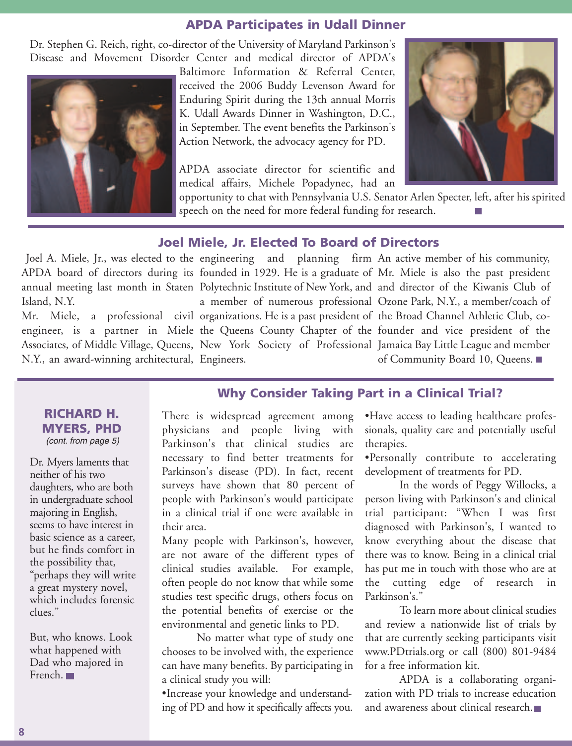## APDA Participates in Udall Dinner

Dr. Stephen G. Reich, right, co-director of the University of Maryland Parkinson's Disease and Movement Disorder Center and medical director of APDA's Baltimore Information & Referral Center, received the 2006 Buddy Levenson Award for Enduring Spirit during the 13th annual Morris K. Udall Awards Dinner in Washington, D.C., in September. The event benefits the Parkinson's Action Network, the advocacy agency for PD.

APDA associate director for scientific and medical affairs, Michele Popadynec, had an opportunity to chat with Pennsylvania U.S. Senator Arlen Specter, left, after his spirited speech on the need for more federal funding for research.

## Joel Miele, Jr. Elected To Board of Directors

Joel A. Miele, Jr., was elected to the APDA board of directors during its annual meeting last month in Staten Island, N.Y.

Mr. Miele, a professional civil engineer, is a partner in Miele Associates, of Middle Village, Queens, N.Y., an award-winning architectural, engineering and planning firm founded in 1929. He is a graduate of Polytechnic Institute of New York, and a member of numerous professional organizations. He is a past president of the Queens County Chapter of the New York Society of Professional Engineers.

An active member of his community, Mr. Miele is also the past president and director of the Kiwanis Club of Ozone Park, N.Y., a member/coach of the Broad Channel Athletic Club, co-founder and vice president of the Jamaica Bay Little League and member of Community Board 10, Queens.

### RICHARD H. MYERS, PHD
*(cont. from page 5)*

Dr. Myers laments that neither of his two daughters, who are both in undergraduate school majoring in English, seems to have interest in basic science as a career, but he finds comfort in the possibility that, "perhaps they will write a great mystery novel, which includes forensic clues."

But, who knows. Look what happened with Dad who majored in French.

## Why Consider Taking Part in a Clinical Trial?

There is widespread agreement among physicians and people living with Parkinson's that clinical studies are necessary to find better treatments for Parkinson's disease (PD). In fact, recent surveys have shown that 80 percent of people with Parkinson's would participate in a clinical trial if one were available in their area.

Many people with Parkinson's, however, are not aware of the different types of clinical studies available. For example, often people do not know that while some studies test specific drugs, others focus on the potential benefits of exercise or the environmental and genetic links to PD.

No matter what type of study one chooses to be involved with, the experience can have many benefits. By participating in a clinical study you will:

- Increase your knowledge and understanding of PD and how it specifically affects you.
- Have access to leading healthcare professionals, quality care and potentially useful therapies.
- Personally contribute to accelerating development of treatments for PD.

In the words of Peggy Willocks, a person living with Parkinson's and clinical trial participant: "When I was first diagnosed with Parkinson's, I wanted to know everything about the disease that there was to know. Being in a clinical trial has put me in touch with those who are at the cutting edge of research in Parkinson's."

To learn more about clinical studies and review a nationwide list of trials by that are currently seeking participants visit www.PDtrials.org or call (800) 801-9484 for a free information kit.

APDA is a collaborating organization with PD trials to increase education and awareness about clinical research.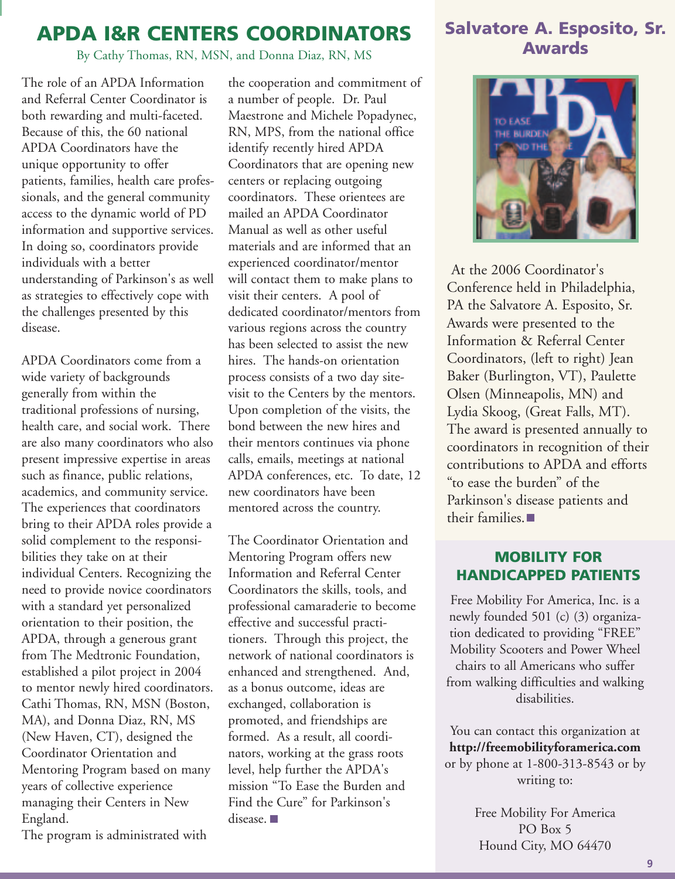# APDA I&R CENTERS COORDINATORS

By Cathy Thomas, RN, MSN, and Donna Diaz, RN, MS

The role of an APDA Information and Referral Center Coordinator is both rewarding and multi-faceted. Because of this, the 60 national APDA Coordinators have the unique opportunity to offer patients, families, health care professionals, and the general community access to the dynamic world of PD information and supportive services. In doing so, coordinators provide individuals with a better understanding of Parkinson's as well as strategies to effectively cope with the challenges presented by this disease.

APDA Coordinators come from a wide variety of backgrounds generally from within the traditional professions of nursing, health care, and social work. There are also many coordinators who also present impressive expertise in areas such as finance, public relations, academics, and community service. The experiences that coordinators bring to their APDA roles provide a solid complement to the responsibilities they take on at their individual Centers. Recognizing the need to provide novice coordinators with a standard yet personalized orientation to their position, the APDA, through a generous grant from The Medtronic Foundation, established a pilot project in 2004 to mentor newly hired coordinators. Cathi Thomas, RN, MSN (Boston, MA), and Donna Diaz, RN, MS (New Haven, CT), designed the Coordinator Orientation and Mentoring Program based on many years of collective experience managing their Centers in New England.

The program is administrated with the cooperation and commitment of a number of people. Dr. Paul Maestrone and Michele Popadynec, RN, MPS, from the national office identify recently hired APDA Coordinators that are opening new centers or replacing outgoing coordinators. These orientees are mailed an APDA Coordinator Manual as well as other useful materials and are informed that an experienced coordinator/mentor will contact them to make plans to visit their centers. A pool of dedicated coordinator/mentors from various regions across the country has been selected to assist the new hires. The hands-on orientation process consists of a two day site-visit to the Centers by the mentors. Upon completion of the visits, the bond between the new hires and their mentors continues via phone calls, emails, meetings at national APDA conferences, etc. To date, 12 new coordinators have been mentored across the country.

The Coordinator Orientation and Mentoring Program offers new Information and Referral Center Coordinators the skills, tools, and professional camaraderie to become effective and successful practitioners. Through this project, the network of national coordinators is enhanced and strengthened. And, as a bonus outcome, ideas are exchanged, collaboration is promoted, and friendships are formed. As a result, all coordinators, working at the grass roots level, help further the APDA's mission "To Ease the Burden and Find the Cure" for Parkinson's disease. ■

## Salvatore A. Esposito, Sr. Awards

At the 2006 Coordinator's Conference held in Philadelphia, PA the Salvatore A. Esposito, Sr. Awards were presented to the Information & Referral Center Coordinators, (left to right) Jean Baker (Burlington, VT), Paulette Olsen (Minneapolis, MN) and Lydia Skoog, (Great Falls, MT). The award is presented annually to coordinators in recognition of their contributions to APDA and efforts "to ease the burden" of the Parkinson's disease patients and their families. ■

## MOBILITY FOR HANDICAPPED PATIENTS

Free Mobility For America, Inc. is a newly founded 501 (c) (3) organization dedicated to providing "FREE" Mobility Scooters and Power Wheel chairs to all Americans who suffer from walking difficulties and walking disabilities.

You can contact this organization at **http://freemobilityforamerica.com** or by phone at 1-800-313-8543 or by writing to:

Free Mobility For America
PO Box 5
Hound City, MO 64470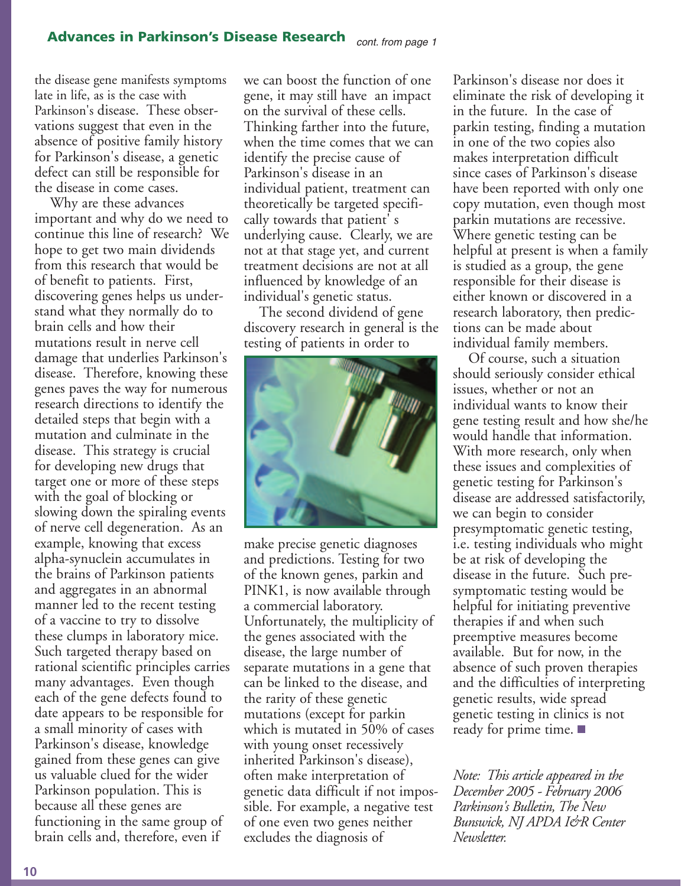## Advances in Parkinson's Disease Research *cont. from page 1*

the disease gene manifests symptoms late in life, as is the case with Parkinson's disease. These observations suggest that even in the absence of positive family history for Parkinson's disease, a genetic defect can still be responsible for the disease in come cases.

Why are these advances important and why do we need to continue this line of research? We hope to get two main dividends from this research that would be of benefit to patients. First, discovering genes helps us understand what they normally do to brain cells and how their mutations result in nerve cell damage that underlies Parkinson's disease. Therefore, knowing these genes paves the way for numerous research directions to identify the detailed steps that begin with a mutation and culminate in the disease. This strategy is crucial for developing new drugs that target one or more of these steps with the goal of blocking or slowing down the spiraling events of nerve cell degeneration. As an example, knowing that excess alpha-synuclein accumulates in the brains of Parkinson patients and aggregates in an abnormal manner led to the recent testing of a vaccine to try to dissolve these clumps in laboratory mice. Such targeted therapy based on rational scientific principles carries many advantages. Even though each of the gene defects found to date appears to be responsible for a small minority of cases with Parkinson's disease, knowledge gained from these genes can give us valuable clued for the wider Parkinson population. This is because all these genes are functioning in the same group of brain cells and, therefore, even if we can boost the function of one gene, it may still have an impact on the survival of these cells. Thinking farther into the future, when the time comes that we can identify the precise cause of Parkinson's disease in an individual patient, treatment can theoretically be targeted specifically towards that patient' s underlying cause. Clearly, we are not at that stage yet, and current treatment decisions are not at all influenced by knowledge of an individual's genetic status.

The second dividend of gene discovery research in general is the testing of patients in order to make precise genetic diagnoses and predictions. Testing for two of the known genes, parkin and PINK1, is now available through a commercial laboratory. Unfortunately, the multiplicity of the genes associated with the disease, the large number of separate mutations in a gene that can be linked to the disease, and the rarity of these genetic mutations (except for parkin which is mutated in 50% of cases with young onset recessively inherited Parkinson's disease), often make interpretation of genetic data difficult if not impossible. For example, a negative test of one even two genes neither excludes the diagnosis of Parkinson's disease nor does it eliminate the risk of developing it in the future. In the case of parkin testing, finding a mutation in one of the two copies also makes interpretation difficult since cases of Parkinson's disease have been reported with only one copy mutation, even though most parkin mutations are recessive. Where genetic testing can be helpful at present is when a family is studied as a group, the gene responsible for their disease is either known or discovered in a research laboratory, then predictions can be made about individual family members.

Of course, such a situation should seriously consider ethical issues, whether or not an individual wants to know their gene testing result and how she/he would handle that information. With more research, only when these issues and complexities of genetic testing for Parkinson's disease are addressed satisfactorily, we can begin to consider presymptomatic genetic testing, i.e. testing individuals who might be at risk of developing the disease in the future. Such presymptomatic testing would be helpful for initiating preventive therapies if and when such preemptive measures become available. But for now, in the absence of such proven therapies and the difficulties of interpreting genetic results, wide spread genetic testing in clinics is not ready for prime time. ■

*Note: This article appeared in the December 2005 - February 2006 Parkinson's Bulletin, The New Bunswick, NJ APDA I&R Center Newsletter.*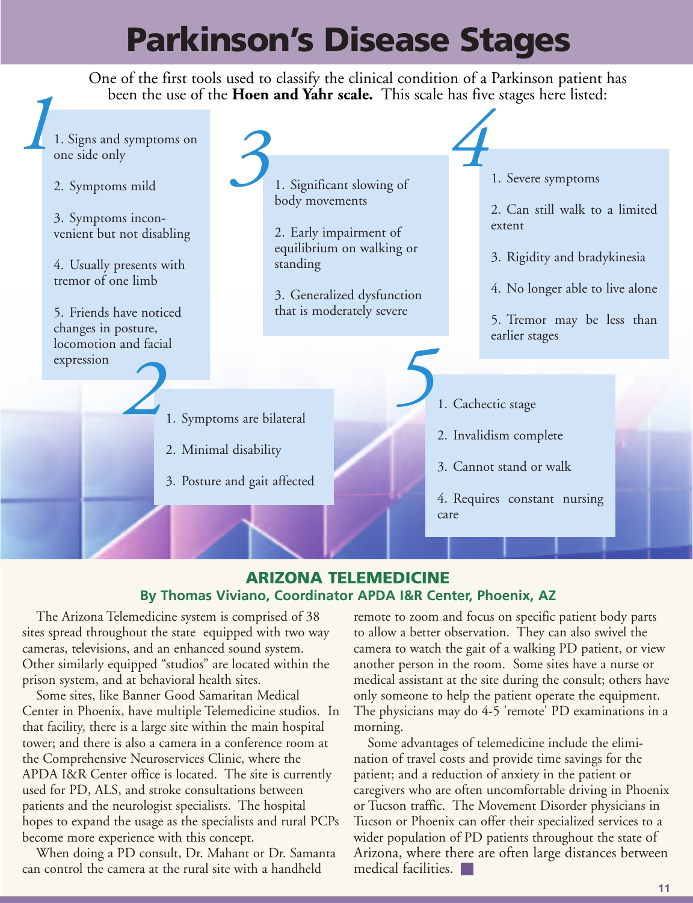# Parkinson's Disease Stages

One of the first tools used to classify the clinical condition of a Parkinson patient has been the use of the **Hoen and Yahr scale.** This scale has five stages here listed:

### 1

1. Signs and symptoms on one side only
2. Symptoms mild
3. Symptoms inconvenient but not disabling
4. Usually presents with tremor of one limb
5. Friends have noticed changes in posture, locomotion and facial expression

### 2

1. Symptoms are bilateral
2. Minimal disability
3. Posture and gait affected

### 3

1. Significant slowing of body movements
2. Early impairment of equilibrium on walking or standing
3. Generalized dysfunction that is moderately severe

### 4

1. Severe symptoms
2. Can still walk to a limited extent
3. Rigidity and bradykinesia
4. No longer able to live alone
5. Tremor may be less than earlier stages

### 5

1. Cachectic stage
2. Invalidism complete
3. Cannot stand or walk
4. Requires constant nursing care

## ARIZONA TELEMEDICINE

**By Thomas Viviano, Coordinator APDA I&R Center, Phoenix, AZ**

The Arizona Telemedicine system is comprised of 38 sites spread throughout the state equipped with two way cameras, televisions, and an enhanced sound system. Other similarly equipped "studios" are located within the prison system, and at behavioral health sites.

Some sites, like Banner Good Samaritan Medical Center in Phoenix, have multiple Telemedicine studios. In that facility, there is a large site within the main hospital tower; and there is also a camera in a conference room at the Comprehensive Neuroservices Clinic, where the APDA I&R Center office is located. The site is currently used for PD, ALS, and stroke consultations between patients and the neurologist specialists. The hospital hopes to expand the usage as the specialists and rural PCPs become more experience with this concept.

When doing a PD consult, Dr. Mahant or Dr. Samanta can control the camera at the rural site with a handheld remote to zoom and focus on specific patient body parts to allow a better observation. They can also swivel the camera to watch the gait of a walking PD patient, or view another person in the room. Some sites have a nurse or medical assistant at the site during the consult; others have only someone to help the patient operate the equipment. The physicians may do 4-5 'remote' PD examinations in a morning.

Some advantages of telemedicine include the elimination of travel costs and provide time savings for the patient; and a reduction of anxiety in the patient or caregivers who are often uncomfortable driving in Phoenix or Tucson traffic. The Movement Disorder physicians in Tucson or Phoenix can offer their specialized services to a wider population of PD patients throughout the state of Arizona, where there are often large distances between medical facilities.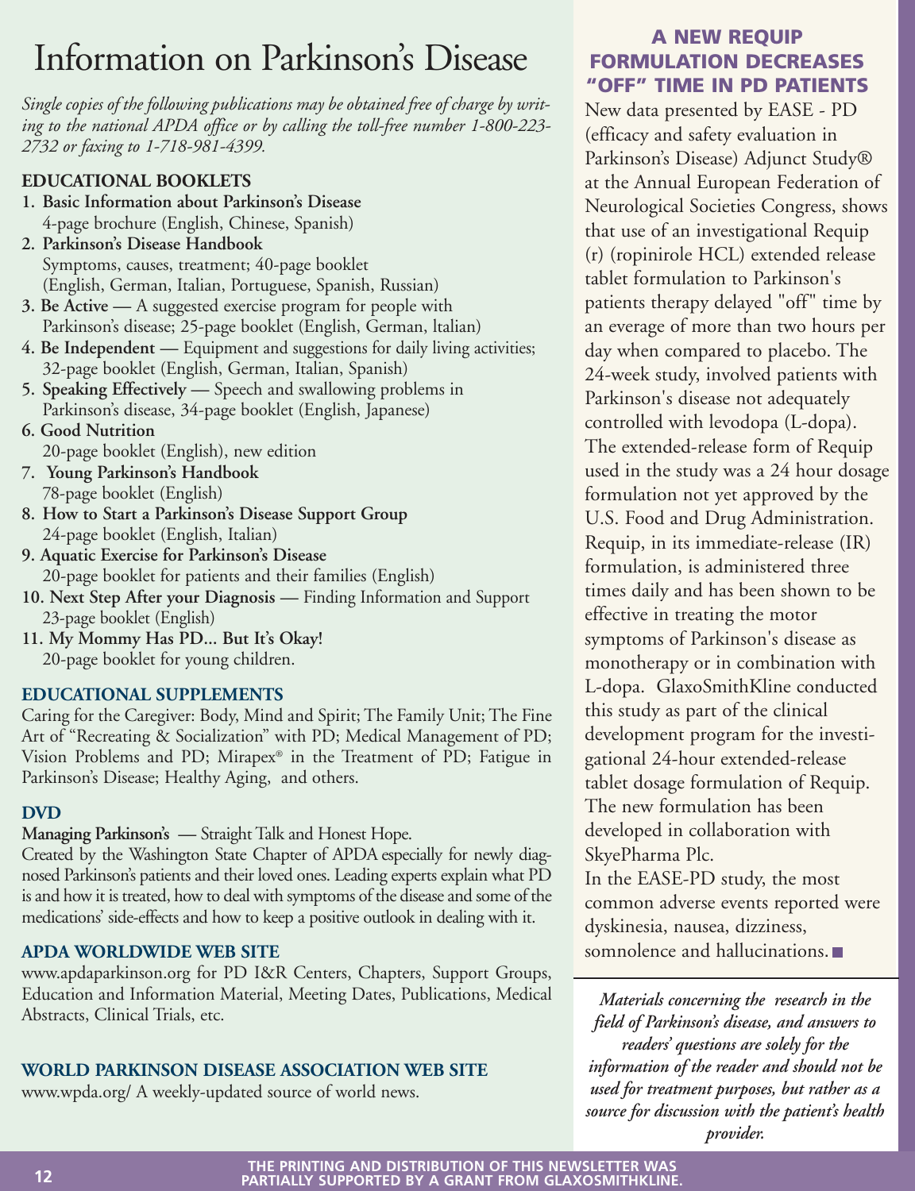# Information on Parkinson's Disease

*Single copies of the following publications may be obtained free of charge by writing to the national APDA office or by calling the toll-free number 1-800-223-2732 or faxing to 1-718-981-4399.*

**EDUCATIONAL BOOKLETS**

1. **Basic Information about Parkinson's Disease**
   4-page brochure (English, Chinese, Spanish)
2. **Parkinson's Disease Handbook**
   Symptoms, causes, treatment; 40-page booklet
   (English, German, Italian, Portuguese, Spanish, Russian)
3. **Be Active —** A suggested exercise program for people with Parkinson's disease; 25-page booklet (English, German, Italian)
4. **Be Independent —** Equipment and suggestions for daily living activities; 32-page booklet (English, German, Italian, Spanish)
5. **Speaking Effectively —** Speech and swallowing problems in Parkinson's disease, 34-page booklet (English, Japanese)
6. **Good Nutrition**
   20-page booklet (English), new edition
7. **Young Parkinson's Handbook**
   78-page booklet (English)
8. **How to Start a Parkinson's Disease Support Group**
   24-page booklet (English, Italian)
9. **Aquatic Exercise for Parkinson's Disease**
   20-page booklet for patients and their families (English)
10. **Next Step After your Diagnosis —** Finding Information and Support
    23-page booklet (English)
11. **My Mommy Has PD... But It's Okay!**
    20-page booklet for young children.

**EDUCATIONAL SUPPLEMENTS**

Caring for the Caregiver: Body, Mind and Spirit; The Family Unit; The Fine Art of "Recreating & Socialization" with PD; Medical Management of PD; Vision Problems and PD; Mirapex® in the Treatment of PD; Fatigue in Parkinson's Disease; Healthy Aging, and others.

**DVD**

**Managing Parkinson's —** Straight Talk and Honest Hope.
Created by the Washington State Chapter of APDA especially for newly diagnosed Parkinson's patients and their loved ones. Leading experts explain what PD is and how it is treated, how to deal with symptoms of the disease and some of the medications' side-effects and how to keep a positive outlook in dealing with it.

**APDA WORLDWIDE WEB SITE**

www.apdaparkinson.org for PD I&R Centers, Chapters, Support Groups, Education and Information Material, Meeting Dates, Publications, Medical Abstracts, Clinical Trials, etc.

**WORLD PARKINSON DISEASE ASSOCIATION WEB SITE**

www.wpda.org/ A weekly-updated source of world news.

## A NEW REQUIP FORMULATION DECREASES "OFF" TIME IN PD PATIENTS

New data presented by EASE - PD (efficacy and safety evaluation in Parkinson's Disease) Adjunct Study® at the Annual European Federation of Neurological Societies Congress, shows that use of an investigational Requip (r) (ropinirole HCL) extended release tablet formulation to Parkinson's patients therapy delayed "off" time by an everage of more than two hours per day when compared to placebo. The 24-week study, involved patients with Parkinson's disease not adequately controlled with levodopa (L-dopa). The extended-release form of Requip used in the study was a 24 hour dosage formulation not yet approved by the U.S. Food and Drug Administration. Requip, in its immediate-release (IR) formulation, is administered three times daily and has been shown to be effective in treating the motor symptoms of Parkinson's disease as monotherapy or in combination with L-dopa. GlaxoSmithKline conducted this study as part of the clinical development program for the investigational 24-hour extended-release tablet dosage formulation of Requip. The new formulation has been developed in collaboration with SkyePharma Plc.
In the EASE-PD study, the most common adverse events reported were dyskinesia, nausea, dizziness, somnolence and hallucinations. ■

***Materials concerning the research in the field of Parkinson's disease, and answers to readers' questions are solely for the information of the reader and should not be used for treatment purposes, but rather as a source for discussion with the patient's health provider.***

**THE PRINTING AND DISTRIBUTION OF THIS NEWSLETTER WAS PARTIALLY SUPPORTED BY A GRANT FROM GLAXOSMITHKLINE.**